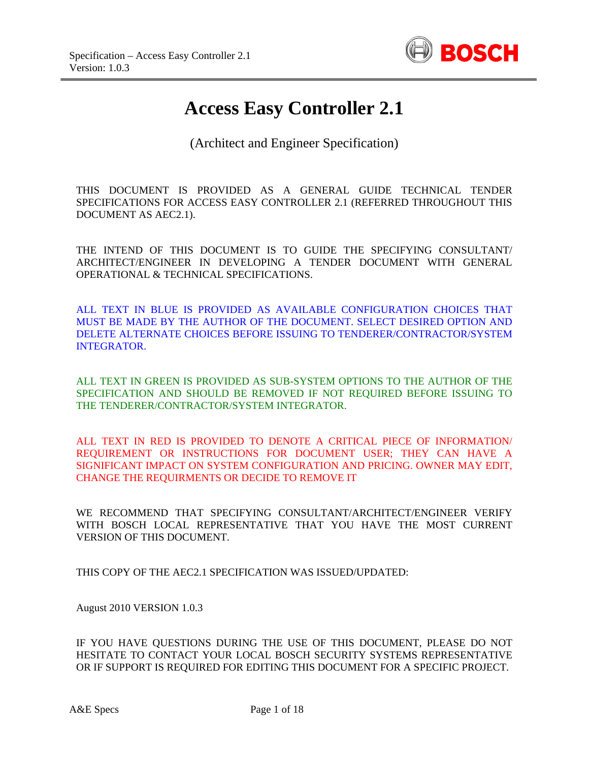# Access Easy Controller 2.1

(Architect and Engineer Specification)

THIS DOCUMENT IS PROVIDED AS A GENERAL GUIDE TECHNICAL TENDER SPECIFICATIONS FOR ACCESS EASY CONTROLLER 2.1 (REFERRED THROUGHOUT THIS DOCUMENT AS AEC2.1).

THE INTEND OF THIS DOCUMENT IS TO GUIDE THE SPECIFYING CONSULTANT/ ARCHITECT/ENGINEER IN DEVELOPING A TENDER DOCUMENT WITH GENERAL OPERATIONAL & TECHNICAL SPECIFICATIONS.

ALL TEXT IN BLUE IS PROVIDED AS AVAILABLE CONFIGURATION CHOICES THAT MUST BE MADE BY THE AUTHOR OF THE DOCUMENT. SELECT DESIRED OPTION AND DELETE ALTERNATE CHOICES BEFORE ISSUING TO TENDERER/CONTRACTOR/SYSTEM INTEGRATOR.

ALL TEXT IN GREEN IS PROVIDED AS SUB-SYSTEM OPTIONS TO THE AUTHOR OF THE SPECIFICATION AND SHOULD BE REMOVED IF NOT REQUIRED BEFORE ISSUING TO THE TENDERER/CONTRACTOR/SYSTEM INTEGRATOR.

ALL TEXT IN RED IS PROVIDED TO DENOTE A CRITICAL PIECE OF INFORMATION/ REQUIREMENT OR INSTRUCTIONS FOR DOCUMENT USER; THEY CAN HAVE A SIGNIFICANT IMPACT ON SYSTEM CONFIGURATION AND PRICING. OWNER MAY EDIT, CHANGE THE REQUIRMENTS OR DECIDE TO REMOVE IT

WE RECOMMEND THAT SPECIFYING CONSULTANT/ARCHITECT/ENGINEER VERIFY WITH BOSCH LOCAL REPRESENTATIVE THAT YOU HAVE THE MOST CURRENT VERSION OF THIS DOCUMENT.

THIS COPY OF THE AEC2.1 SPECIFICATION WAS ISSUED/UPDATED:

August 2010 VERSION 1.0.3

IF YOU HAVE QUESTIONS DURING THE USE OF THIS DOCUMENT, PLEASE DO NOT HESITATE TO CONTACT YOUR LOCAL BOSCH SECURITY SYSTEMS REPRESENTATIVE OR IF SUPPORT IS REQUIRED FOR EDITING THIS DOCUMENT FOR A SPECIFIC PROJECT.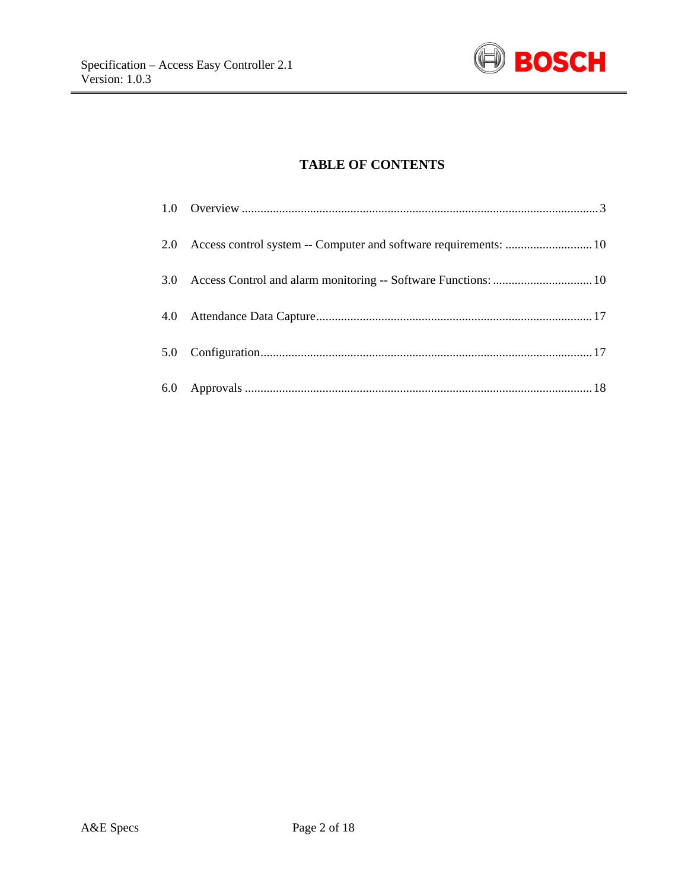# TABLE OF CONTENTS

1.0 Overview ........................................................................................................................ 3

2.0 Access control system -- Computer and software requirements: ............................ 10

3.0 Access Control and alarm monitoring -- Software Functions: ................................ 10

4.0 Attendance Data Capture ........................................................................................ 17

5.0 Configuration .......................................................................................................... 17

6.0 Approvals ................................................................................................................ 18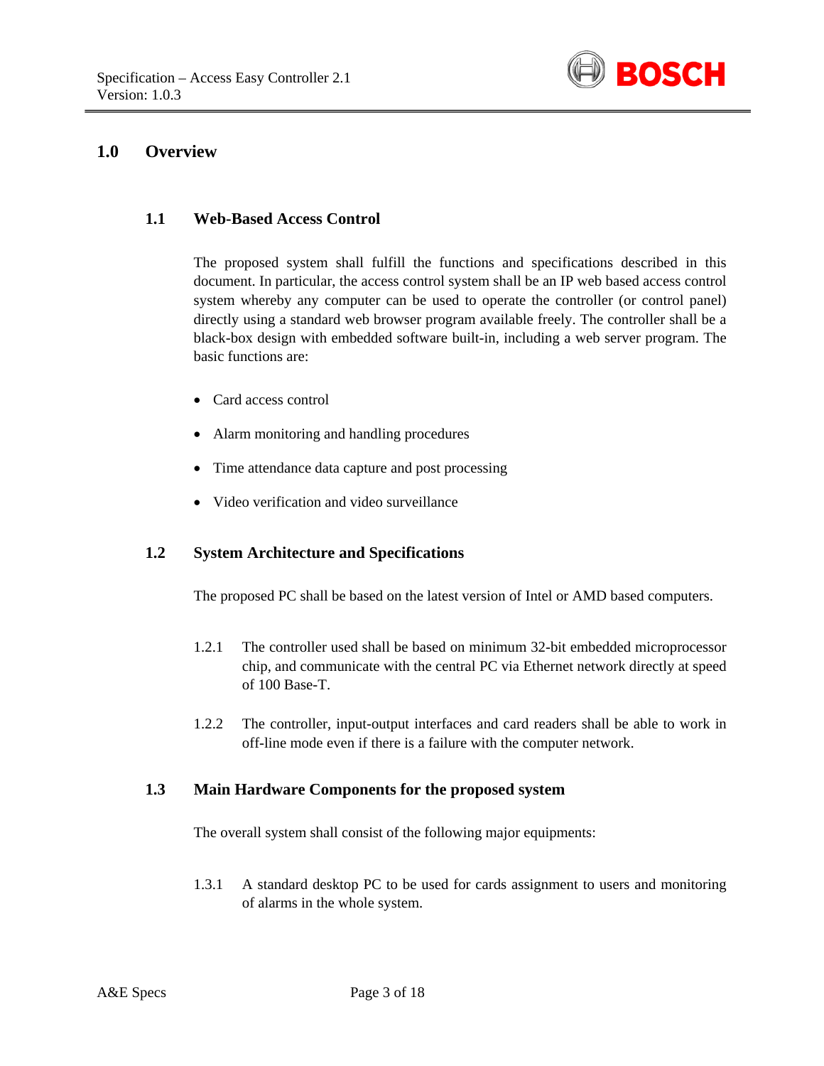# 1.0 Overview

## 1.1 Web-Based Access Control

The proposed system shall fulfill the functions and specifications described in this document. In particular, the access control system shall be an IP web based access control system whereby any computer can be used to operate the controller (or control panel) directly using a standard web browser program available freely. The controller shall be a black-box design with embedded software built-in, including a web server program. The basic functions are:

- Card access control
- Alarm monitoring and handling procedures
- Time attendance data capture and post processing
- Video verification and video surveillance

## 1.2 System Architecture and Specifications

The proposed PC shall be based on the latest version of Intel or AMD based computers.

1.2.1 The controller used shall be based on minimum 32-bit embedded microprocessor chip, and communicate with the central PC via Ethernet network directly at speed of 100 Base-T.

1.2.2 The controller, input-output interfaces and card readers shall be able to work in off-line mode even if there is a failure with the computer network.

## 1.3 Main Hardware Components for the proposed system

The overall system shall consist of the following major equipments:

1.3.1 A standard desktop PC to be used for cards assignment to users and monitoring of alarms in the whole system.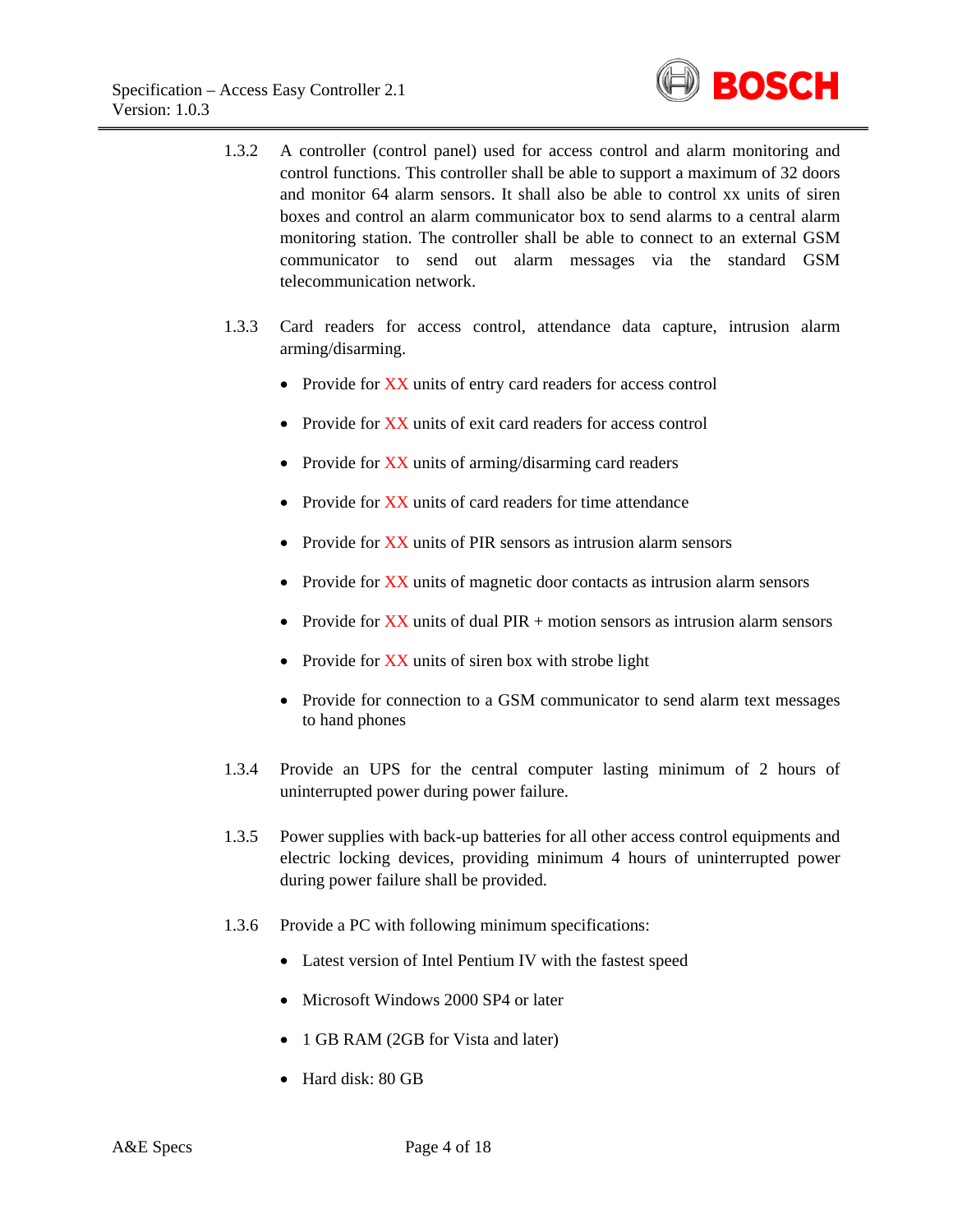1.3.2 A controller (control panel) used for access control and alarm monitoring and control functions. This controller shall be able to support a maximum of 32 doors and monitor 64 alarm sensors. It shall also be able to control xx units of siren boxes and control an alarm communicator box to send alarms to a central alarm monitoring station. The controller shall be able to connect to an external GSM communicator to send out alarm messages via the standard GSM telecommunication network.

1.3.3 Card readers for access control, attendance data capture, intrusion alarm arming/disarming.

- Provide for XX units of entry card readers for access control
- Provide for XX units of exit card readers for access control
- Provide for XX units of arming/disarming card readers
- Provide for XX units of card readers for time attendance
- Provide for XX units of PIR sensors as intrusion alarm sensors
- Provide for XX units of magnetic door contacts as intrusion alarm sensors
- Provide for XX units of dual PIR + motion sensors as intrusion alarm sensors
- Provide for XX units of siren box with strobe light
- Provide for connection to a GSM communicator to send alarm text messages to hand phones

1.3.4 Provide an UPS for the central computer lasting minimum of 2 hours of uninterrupted power during power failure.

1.3.5 Power supplies with back-up batteries for all other access control equipments and electric locking devices, providing minimum 4 hours of uninterrupted power during power failure shall be provided.

1.3.6 Provide a PC with following minimum specifications:

- Latest version of Intel Pentium IV with the fastest speed
- Microsoft Windows 2000 SP4 or later
- 1 GB RAM (2GB for Vista and later)
- Hard disk: 80 GB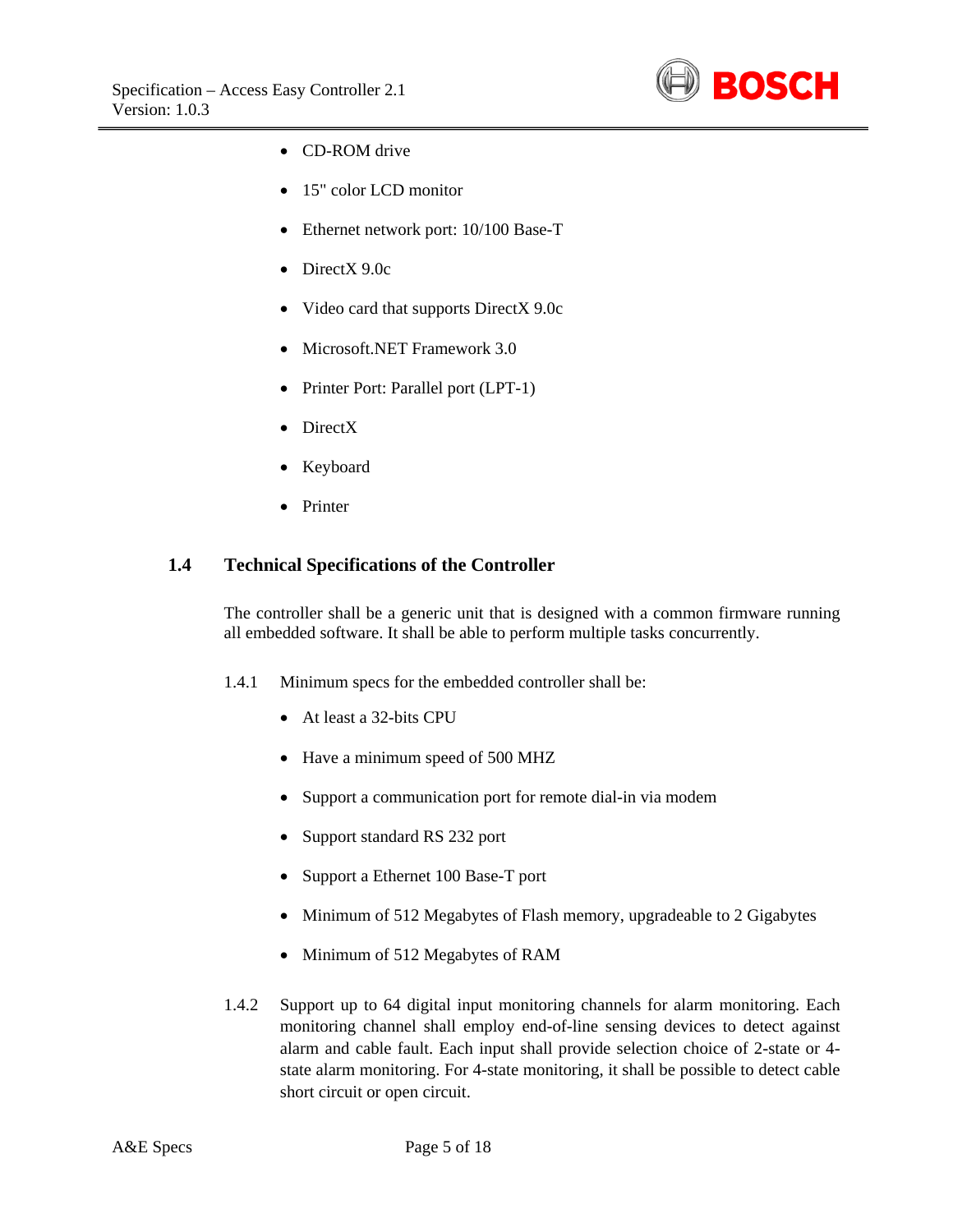- CD-ROM drive
- 15" color LCD monitor
- Ethernet network port: 10/100 Base-T
- DirectX 9.0c
- Video card that supports DirectX 9.0c
- Microsoft.NET Framework 3.0
- Printer Port: Parallel port (LPT-1)
- DirectX
- Keyboard
- Printer

## 1.4 Technical Specifications of the Controller

The controller shall be a generic unit that is designed with a common firmware running all embedded software. It shall be able to perform multiple tasks concurrently.

1.4.1 Minimum specs for the embedded controller shall be:

- At least a 32-bits CPU
- Have a minimum speed of 500 MHZ
- Support a communication port for remote dial-in via modem
- Support standard RS 232 port
- Support a Ethernet 100 Base-T port
- Minimum of 512 Megabytes of Flash memory, upgradeable to 2 Gigabytes
- Minimum of 512 Megabytes of RAM

1.4.2 Support up to 64 digital input monitoring channels for alarm monitoring. Each monitoring channel shall employ end-of-line sensing devices to detect against alarm and cable fault. Each input shall provide selection choice of 2-state or 4-state alarm monitoring. For 4-state monitoring, it shall be possible to detect cable short circuit or open circuit.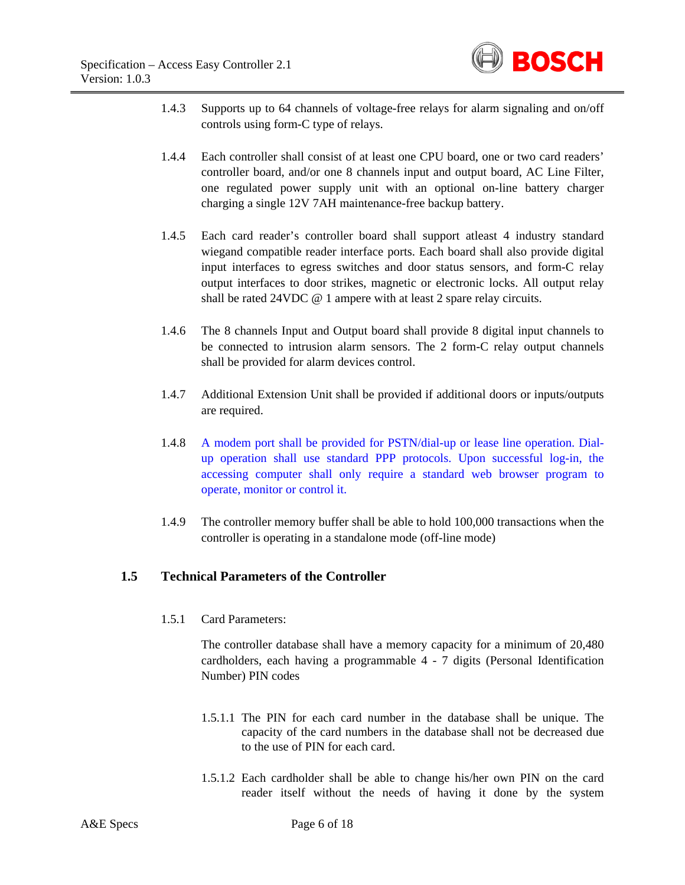1.4.3 Supports up to 64 channels of voltage-free relays for alarm signaling and on/off controls using form-C type of relays.

1.4.4 Each controller shall consist of at least one CPU board, one or two card readers' controller board, and/or one 8 channels input and output board, AC Line Filter, one regulated power supply unit with an optional on-line battery charger charging a single 12V 7AH maintenance-free backup battery.

1.4.5 Each card reader's controller board shall support atleast 4 industry standard wiegand compatible reader interface ports. Each board shall also provide digital input interfaces to egress switches and door status sensors, and form-C relay output interfaces to door strikes, magnetic or electronic locks. All output relay shall be rated 24VDC @ 1 ampere with at least 2 spare relay circuits.

1.4.6 The 8 channels Input and Output board shall provide 8 digital input channels to be connected to intrusion alarm sensors. The 2 form-C relay output channels shall be provided for alarm devices control.

1.4.7 Additional Extension Unit shall be provided if additional doors or inputs/outputs are required.

1.4.8 A modem port shall be provided for PSTN/dial-up or lease line operation. Dial-up operation shall use standard PPP protocols. Upon successful log-in, the accessing computer shall only require a standard web browser program to operate, monitor or control it.

1.4.9 The controller memory buffer shall be able to hold 100,000 transactions when the controller is operating in a standalone mode (off-line mode)

## 1.5 Technical Parameters of the Controller

1.5.1 Card Parameters:

The controller database shall have a memory capacity for a minimum of 20,480 cardholders, each having a programmable 4 - 7 digits (Personal Identification Number) PIN codes

1.5.1.1 The PIN for each card number in the database shall be unique. The capacity of the card numbers in the database shall not be decreased due to the use of PIN for each card.

1.5.1.2 Each cardholder shall be able to change his/her own PIN on the card reader itself without the needs of having it done by the system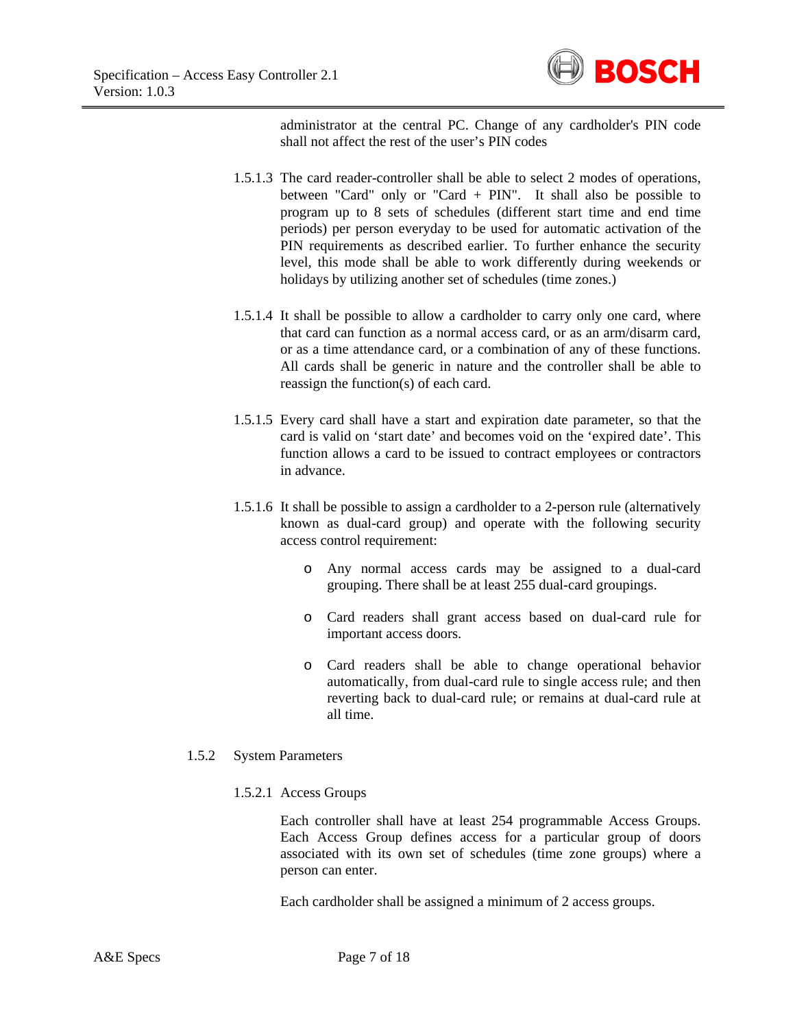administrator at the central PC. Change of any cardholder's PIN code shall not affect the rest of the user's PIN codes

1.5.1.3 The card reader-controller shall be able to select 2 modes of operations, between "Card" only or "Card + PIN". It shall also be possible to program up to 8 sets of schedules (different start time and end time periods) per person everyday to be used for automatic activation of the PIN requirements as described earlier. To further enhance the security level, this mode shall be able to work differently during weekends or holidays by utilizing another set of schedules (time zones.)

1.5.1.4 It shall be possible to allow a cardholder to carry only one card, where that card can function as a normal access card, or as an arm/disarm card, or as a time attendance card, or a combination of any of these functions. All cards shall be generic in nature and the controller shall be able to reassign the function(s) of each card.

1.5.1.5 Every card shall have a start and expiration date parameter, so that the card is valid on 'start date' and becomes void on the 'expired date'. This function allows a card to be issued to contract employees or contractors in advance.

1.5.1.6 It shall be possible to assign a cardholder to a 2-person rule (alternatively known as dual-card group) and operate with the following security access control requirement:

- Any normal access cards may be assigned to a dual-card grouping. There shall be at least 255 dual-card groupings.
- Card readers shall grant access based on dual-card rule for important access doors.
- Card readers shall be able to change operational behavior automatically, from dual-card rule to single access rule; and then reverting back to dual-card rule; or remains at dual-card rule at all time.

### 1.5.2 System Parameters

#### 1.5.2.1 Access Groups

Each controller shall have at least 254 programmable Access Groups. Each Access Group defines access for a particular group of doors associated with its own set of schedules (time zone groups) where a person can enter.

Each cardholder shall be assigned a minimum of 2 access groups.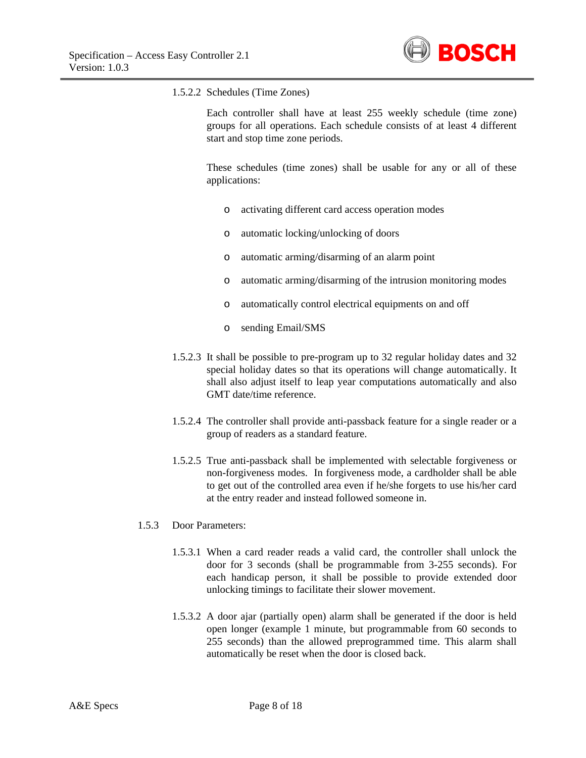1.5.2.2 Schedules (Time Zones)

Each controller shall have at least 255 weekly schedule (time zone) groups for all operations. Each schedule consists of at least 4 different start and stop time zone periods.

These schedules (time zones) shall be usable for any or all of these applications:

- activating different card access operation modes
- automatic locking/unlocking of doors
- automatic arming/disarming of an alarm point
- automatic arming/disarming of the intrusion monitoring modes
- automatically control electrical equipments on and off
- sending Email/SMS

1.5.2.3 It shall be possible to pre-program up to 32 regular holiday dates and 32 special holiday dates so that its operations will change automatically. It shall also adjust itself to leap year computations automatically and also GMT date/time reference.

1.5.2.4 The controller shall provide anti-passback feature for a single reader or a group of readers as a standard feature.

1.5.2.5 True anti-passback shall be implemented with selectable forgiveness or non-forgiveness modes. In forgiveness mode, a cardholder shall be able to get out of the controlled area even if he/she forgets to use his/her card at the entry reader and instead followed someone in.

1.5.3 Door Parameters:

1.5.3.1 When a card reader reads a valid card, the controller shall unlock the door for 3 seconds (shall be programmable from 3-255 seconds). For each handicap person, it shall be possible to provide extended door unlocking timings to facilitate their slower movement.

1.5.3.2 A door ajar (partially open) alarm shall be generated if the door is held open longer (example 1 minute, but programmable from 60 seconds to 255 seconds) than the allowed preprogrammed time. This alarm shall automatically be reset when the door is closed back.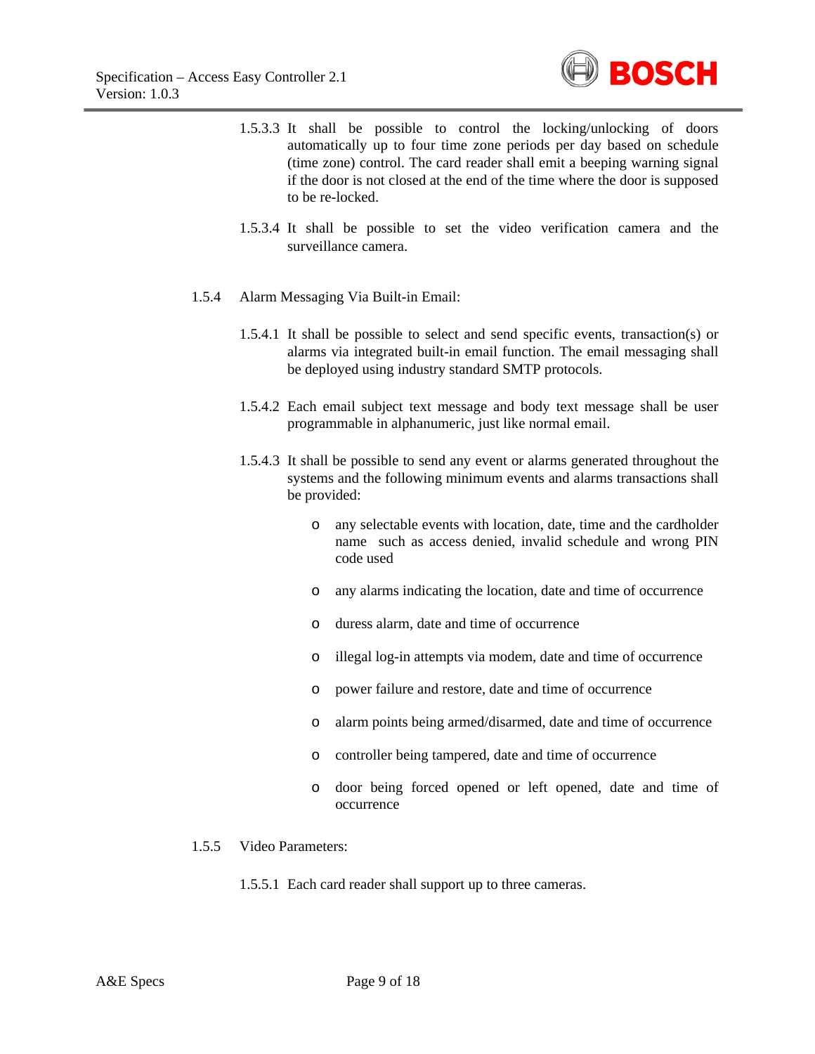1.5.3.3 It shall be possible to control the locking/unlocking of doors automatically up to four time zone periods per day based on schedule (time zone) control. The card reader shall emit a beeping warning signal if the door is not closed at the end of the time where the door is supposed to be re-locked.

1.5.3.4 It shall be possible to set the video verification camera and the surveillance camera.

1.5.4 Alarm Messaging Via Built-in Email:

1.5.4.1 It shall be possible to select and send specific events, transaction(s) or alarms via integrated built-in email function. The email messaging shall be deployed using industry standard SMTP protocols.

1.5.4.2 Each email subject text message and body text message shall be user programmable in alphanumeric, just like normal email.

1.5.4.3 It shall be possible to send any event or alarms generated throughout the systems and the following minimum events and alarms transactions shall be provided:

- any selectable events with location, date, time and the cardholder name such as access denied, invalid schedule and wrong PIN code used
- any alarms indicating the location, date and time of occurrence
- duress alarm, date and time of occurrence
- illegal log-in attempts via modem, date and time of occurrence
- power failure and restore, date and time of occurrence
- alarm points being armed/disarmed, date and time of occurrence
- controller being tampered, date and time of occurrence
- door being forced opened or left opened, date and time of occurrence

1.5.5 Video Parameters:

1.5.5.1 Each card reader shall support up to three cameras.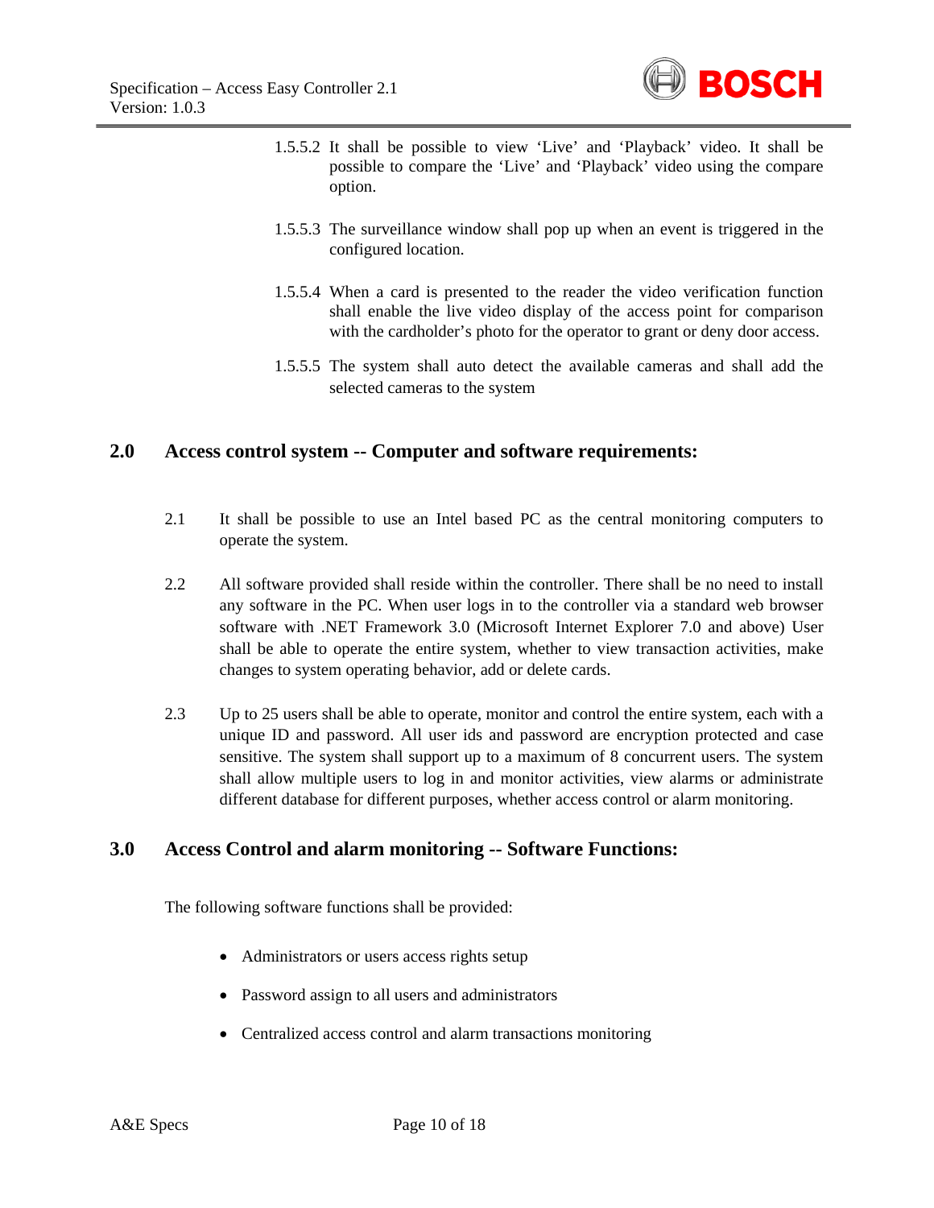1.5.5.2 It shall be possible to view 'Live' and 'Playback' video. It shall be possible to compare the 'Live' and 'Playback' video using the compare option.

1.5.5.3 The surveillance window shall pop up when an event is triggered in the configured location.

1.5.5.4 When a card is presented to the reader the video verification function shall enable the live video display of the access point for comparison with the cardholder's photo for the operator to grant or deny door access.

1.5.5.5 The system shall auto detect the available cameras and shall add the selected cameras to the system

## 2.0 Access control system -- Computer and software requirements:

2.1 It shall be possible to use an Intel based PC as the central monitoring computers to operate the system.

2.2 All software provided shall reside within the controller. There shall be no need to install any software in the PC. When user logs in to the controller via a standard web browser software with .NET Framework 3.0 (Microsoft Internet Explorer 7.0 and above) User shall be able to operate the entire system, whether to view transaction activities, make changes to system operating behavior, add or delete cards.

2.3 Up to 25 users shall be able to operate, monitor and control the entire system, each with a unique ID and password. All user ids and password are encryption protected and case sensitive. The system shall support up to a maximum of 8 concurrent users. The system shall allow multiple users to log in and monitor activities, view alarms or administrate different database for different purposes, whether access control or alarm monitoring.

## 3.0 Access Control and alarm monitoring -- Software Functions:

The following software functions shall be provided:

- Administrators or users access rights setup
- Password assign to all users and administrators
- Centralized access control and alarm transactions monitoring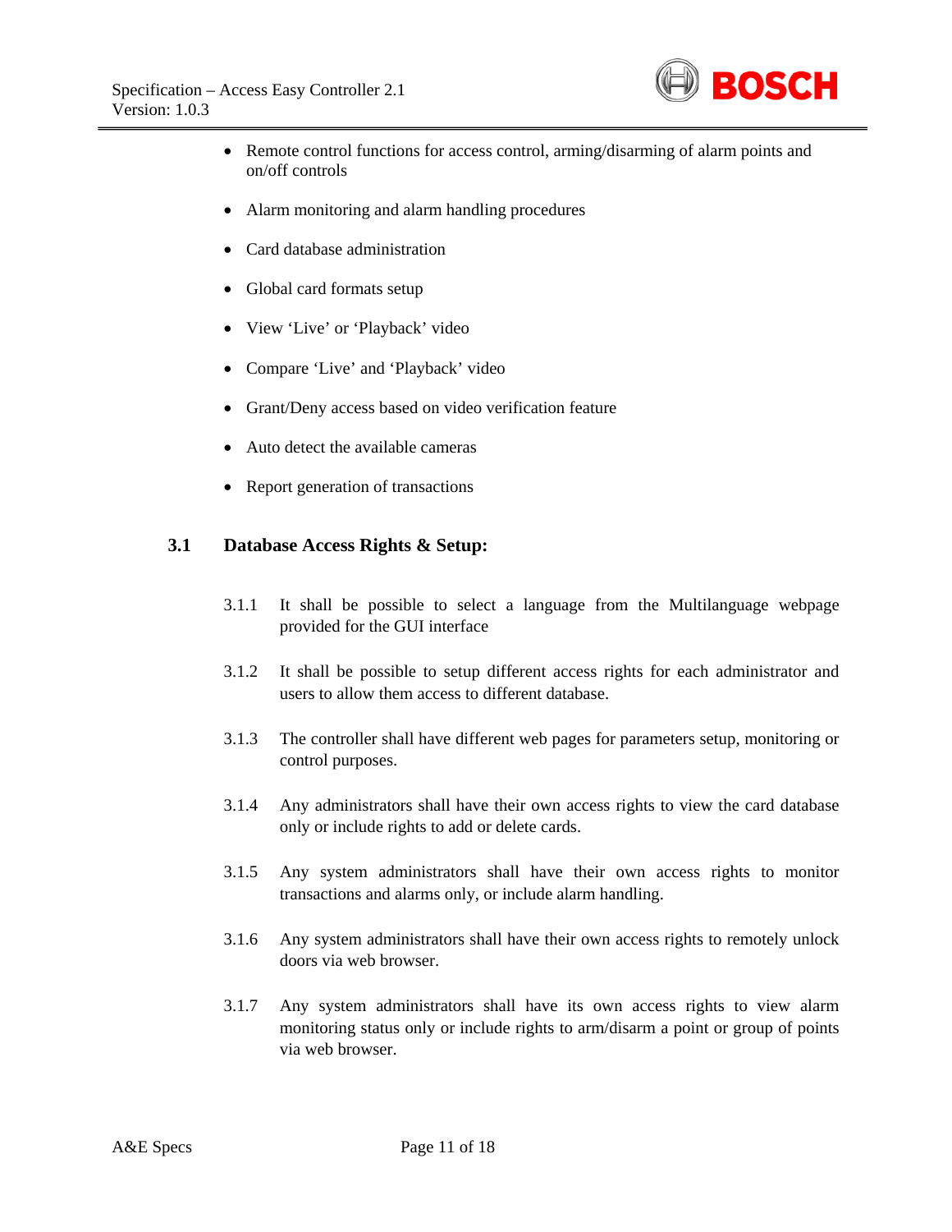- Remote control functions for access control, arming/disarming of alarm points and on/off controls
- Alarm monitoring and alarm handling procedures
- Card database administration
- Global card formats setup
- View 'Live' or 'Playback' video
- Compare 'Live' and 'Playback' video
- Grant/Deny access based on video verification feature
- Auto detect the available cameras
- Report generation of transactions

## 3.1 Database Access Rights & Setup:

3.1.1 It shall be possible to select a language from the Multilanguage webpage provided for the GUI interface

3.1.2 It shall be possible to setup different access rights for each administrator and users to allow them access to different database.

3.1.3 The controller shall have different web pages for parameters setup, monitoring or control purposes.

3.1.4 Any administrators shall have their own access rights to view the card database only or include rights to add or delete cards.

3.1.5 Any system administrators shall have their own access rights to monitor transactions and alarms only, or include alarm handling.

3.1.6 Any system administrators shall have their own access rights to remotely unlock doors via web browser.

3.1.7 Any system administrators shall have its own access rights to view alarm monitoring status only or include rights to arm/disarm a point or group of points via web browser.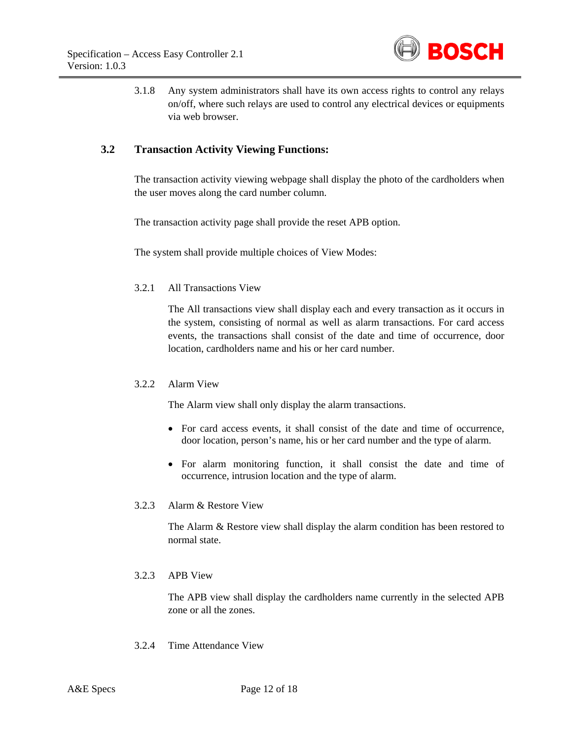3.1.8 Any system administrators shall have its own access rights to control any relays on/off, where such relays are used to control any electrical devices or equipments via web browser.

## 3.2 Transaction Activity Viewing Functions:

The transaction activity viewing webpage shall display the photo of the cardholders when the user moves along the card number column.

The transaction activity page shall provide the reset APB option.

The system shall provide multiple choices of View Modes:

3.2.1 All Transactions View

The All transactions view shall display each and every transaction as it occurs in the system, consisting of normal as well as alarm transactions. For card access events, the transactions shall consist of the date and time of occurrence, door location, cardholders name and his or her card number.

3.2.2 Alarm View

The Alarm view shall only display the alarm transactions.

- For card access events, it shall consist of the date and time of occurrence, door location, person's name, his or her card number and the type of alarm.
- For alarm monitoring function, it shall consist the date and time of occurrence, intrusion location and the type of alarm.

3.2.3 Alarm & Restore View

The Alarm & Restore view shall display the alarm condition has been restored to normal state.

3.2.3 APB View

The APB view shall display the cardholders name currently in the selected APB zone or all the zones.

3.2.4 Time Attendance View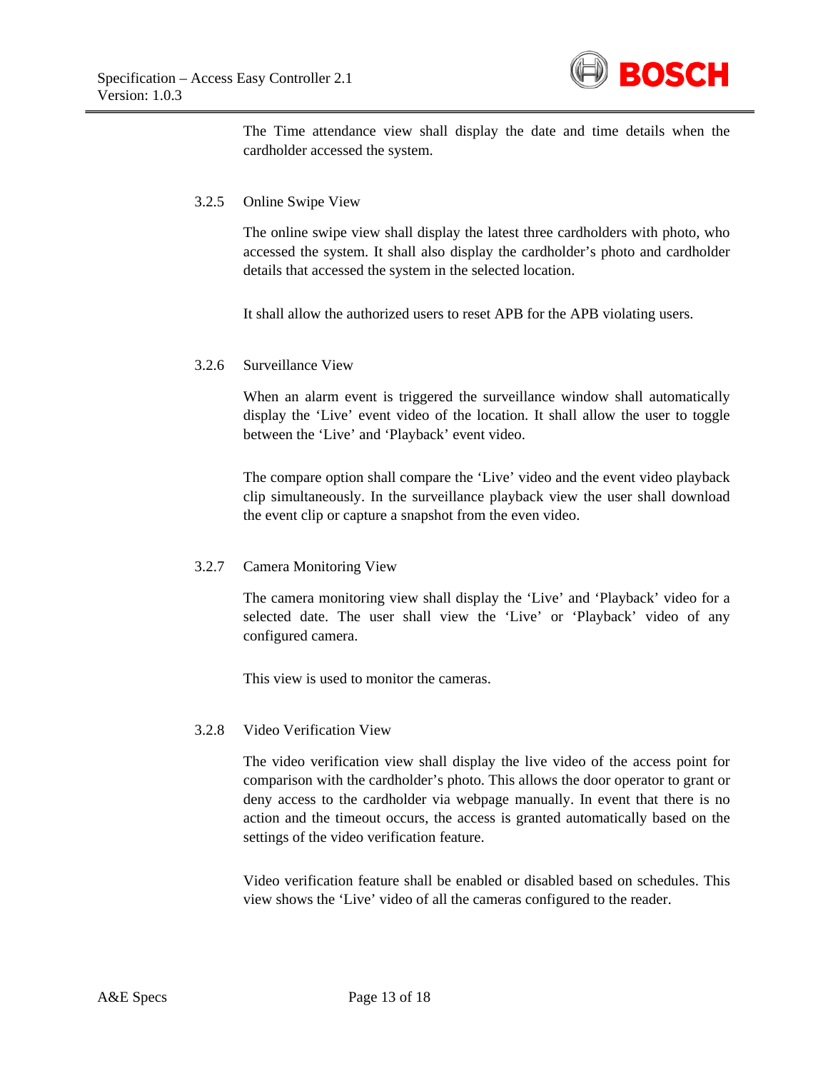The Time attendance view shall display the date and time details when the cardholder accessed the system.

### 3.2.5 Online Swipe View

The online swipe view shall display the latest three cardholders with photo, who accessed the system. It shall also display the cardholder's photo and cardholder details that accessed the system in the selected location.

It shall allow the authorized users to reset APB for the APB violating users.

### 3.2.6 Surveillance View

When an alarm event is triggered the surveillance window shall automatically display the 'Live' event video of the location. It shall allow the user to toggle between the 'Live' and 'Playback' event video.

The compare option shall compare the 'Live' video and the event video playback clip simultaneously. In the surveillance playback view the user shall download the event clip or capture a snapshot from the even video.

### 3.2.7 Camera Monitoring View

The camera monitoring view shall display the 'Live' and 'Playback' video for a selected date. The user shall view the 'Live' or 'Playback' video of any configured camera.

This view is used to monitor the cameras.

### 3.2.8 Video Verification View

The video verification view shall display the live video of the access point for comparison with the cardholder's photo. This allows the door operator to grant or deny access to the cardholder via webpage manually. In event that there is no action and the timeout occurs, the access is granted automatically based on the settings of the video verification feature.

Video verification feature shall be enabled or disabled based on schedules. This view shows the 'Live' video of all the cameras configured to the reader.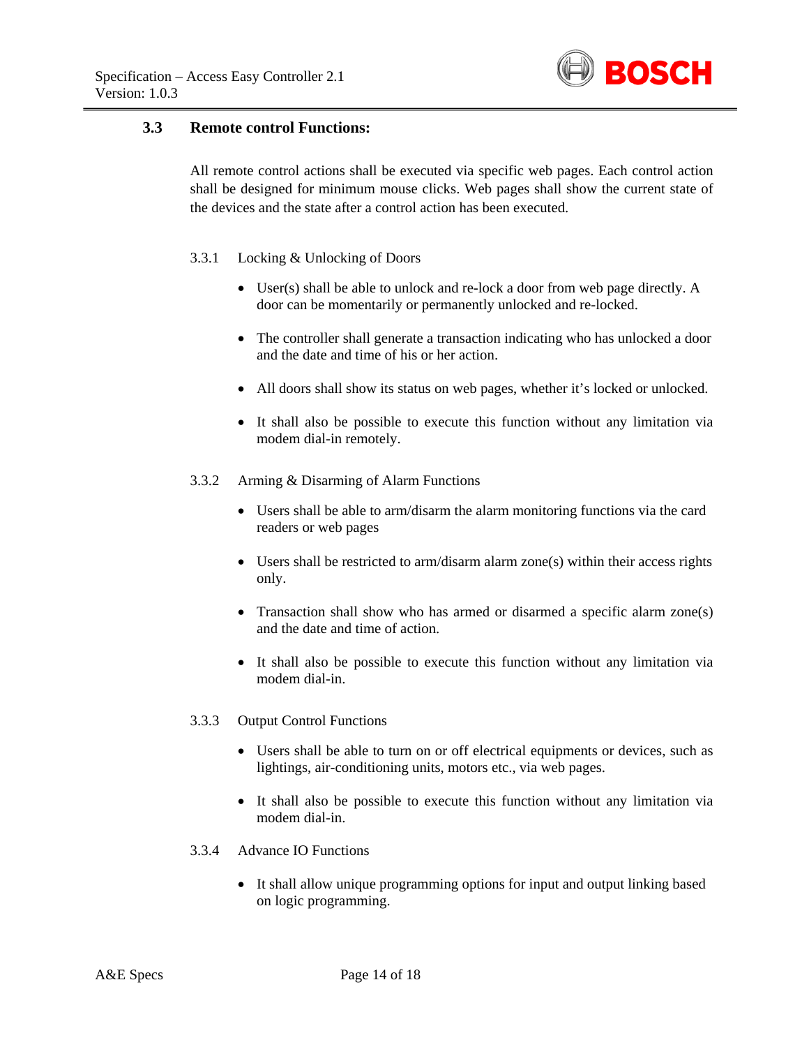## 3.3 Remote control Functions:

All remote control actions shall be executed via specific web pages. Each control action shall be designed for minimum mouse clicks. Web pages shall show the current state of the devices and the state after a control action has been executed.

### 3.3.1 Locking & Unlocking of Doors

- User(s) shall be able to unlock and re-lock a door from web page directly. A door can be momentarily or permanently unlocked and re-locked.
- The controller shall generate a transaction indicating who has unlocked a door and the date and time of his or her action.
- All doors shall show its status on web pages, whether it's locked or unlocked.
- It shall also be possible to execute this function without any limitation via modem dial-in remotely.

### 3.3.2 Arming & Disarming of Alarm Functions

- Users shall be able to arm/disarm the alarm monitoring functions via the card readers or web pages
- Users shall be restricted to arm/disarm alarm zone(s) within their access rights only.
- Transaction shall show who has armed or disarmed a specific alarm zone(s) and the date and time of action.
- It shall also be possible to execute this function without any limitation via modem dial-in.

### 3.3.3 Output Control Functions

- Users shall be able to turn on or off electrical equipments or devices, such as lightings, air-conditioning units, motors etc., via web pages.
- It shall also be possible to execute this function without any limitation via modem dial-in.

### 3.3.4 Advance IO Functions

- It shall allow unique programming options for input and output linking based on logic programming.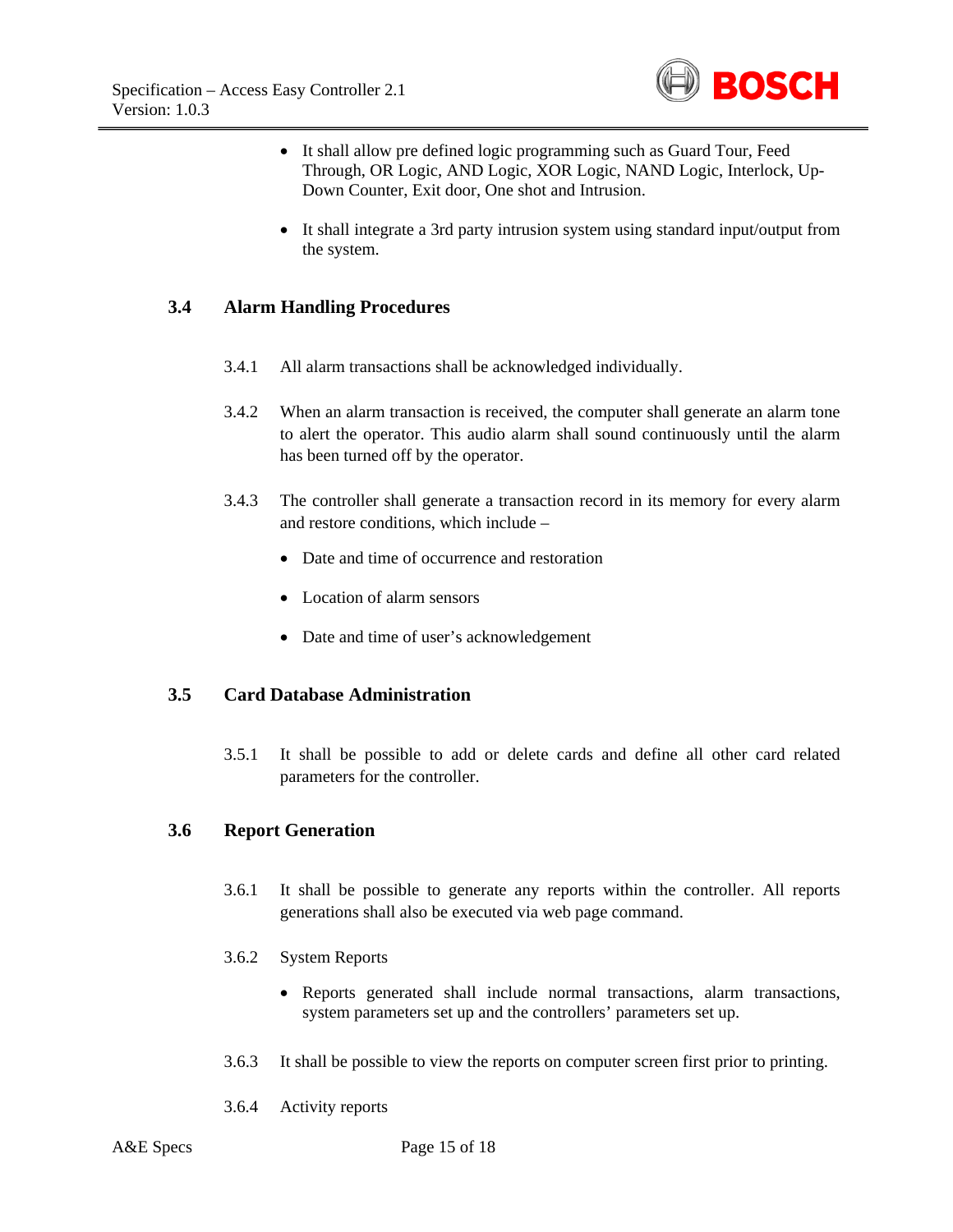- It shall allow pre defined logic programming such as Guard Tour, Feed Through, OR Logic, AND Logic, XOR Logic, NAND Logic, Interlock, Up-Down Counter, Exit door, One shot and Intrusion.

- It shall integrate a 3rd party intrusion system using standard input/output from the system.

## 3.4 Alarm Handling Procedures

3.4.1 All alarm transactions shall be acknowledged individually.

3.4.2 When an alarm transaction is received, the computer shall generate an alarm tone to alert the operator. This audio alarm shall sound continuously until the alarm has been turned off by the operator.

3.4.3 The controller shall generate a transaction record in its memory for every alarm and restore conditions, which include –

- Date and time of occurrence and restoration

- Location of alarm sensors

- Date and time of user's acknowledgement

## 3.5 Card Database Administration

3.5.1 It shall be possible to add or delete cards and define all other card related parameters for the controller.

## 3.6 Report Generation

3.6.1 It shall be possible to generate any reports within the controller. All reports generations shall also be executed via web page command.

3.6.2 System Reports

- Reports generated shall include normal transactions, alarm transactions, system parameters set up and the controllers' parameters set up.

3.6.3 It shall be possible to view the reports on computer screen first prior to printing.

3.6.4 Activity reports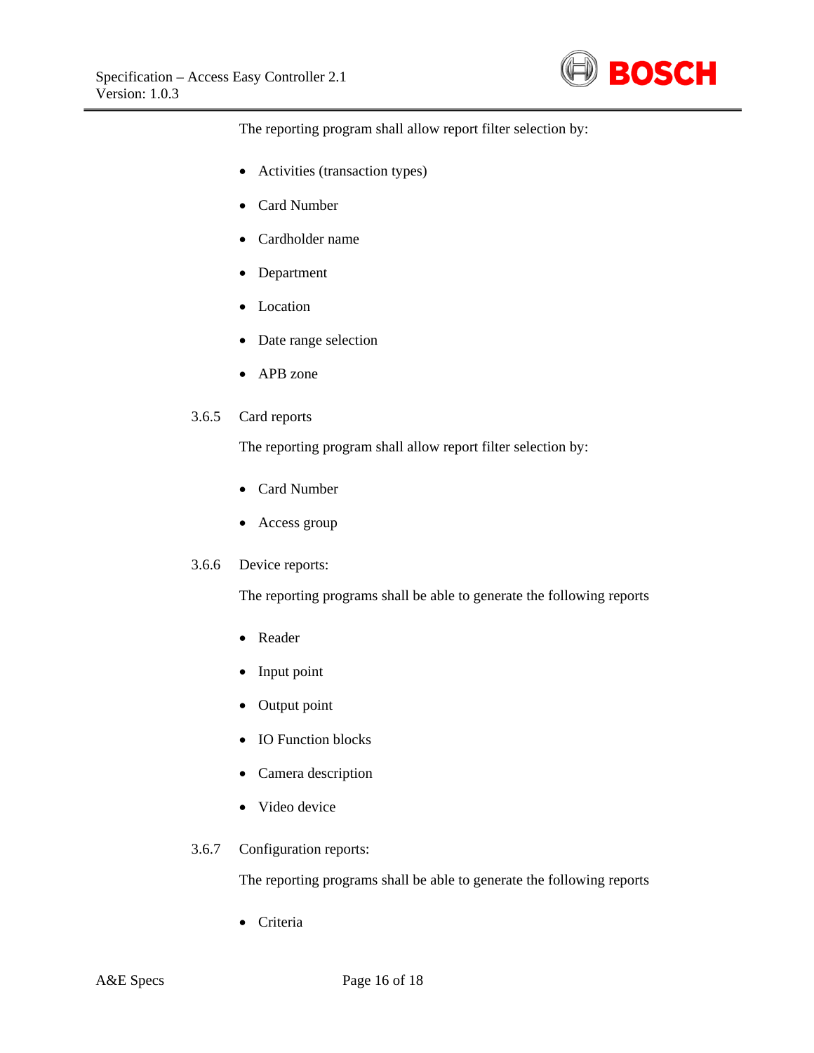The reporting program shall allow report filter selection by:

- Activities (transaction types)
- Card Number
- Cardholder name
- Department
- Location
- Date range selection
- APB zone

### 3.6.5 Card reports

The reporting program shall allow report filter selection by:

- Card Number
- Access group

### 3.6.6 Device reports:

The reporting programs shall be able to generate the following reports

- Reader
- Input point
- Output point
- IO Function blocks
- Camera description
- Video device

### 3.6.7 Configuration reports:

The reporting programs shall be able to generate the following reports

- Criteria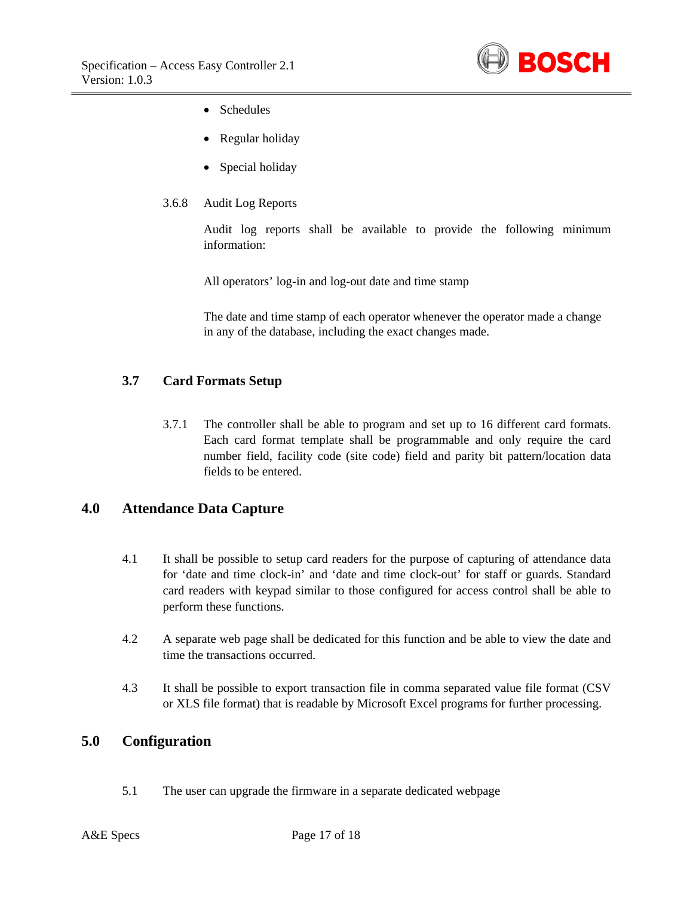- Schedules
- Regular holiday
- Special holiday

3.6.8 Audit Log Reports

Audit log reports shall be available to provide the following minimum information:

All operators' log-in and log-out date and time stamp

The date and time stamp of each operator whenever the operator made a change in any of the database, including the exact changes made.

### 3.7 Card Formats Setup

3.7.1 The controller shall be able to program and set up to 16 different card formats. Each card format template shall be programmable and only require the card number field, facility code (site code) field and parity bit pattern/location data fields to be entered.

## 4.0 Attendance Data Capture

4.1 It shall be possible to setup card readers for the purpose of capturing of attendance data for 'date and time clock-in' and 'date and time clock-out' for staff or guards. Standard card readers with keypad similar to those configured for access control shall be able to perform these functions.

4.2 A separate web page shall be dedicated for this function and be able to view the date and time the transactions occurred.

4.3 It shall be possible to export transaction file in comma separated value file format (CSV or XLS file format) that is readable by Microsoft Excel programs for further processing.

## 5.0 Configuration

5.1 The user can upgrade the firmware in a separate dedicated webpage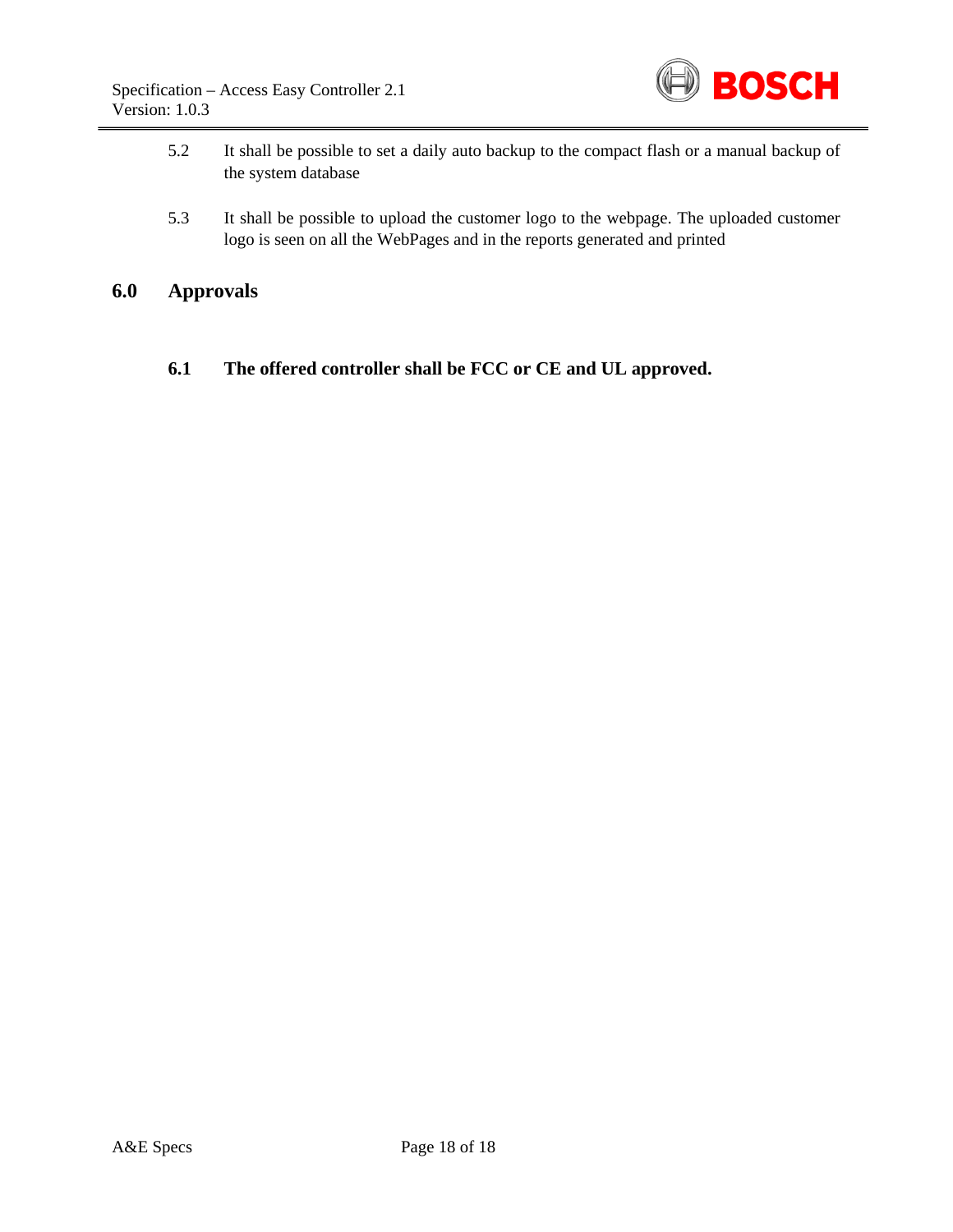5.2 It shall be possible to set a daily auto backup to the compact flash or a manual backup of the system database

5.3 It shall be possible to upload the customer logo to the webpage. The uploaded customer logo is seen on all the WebPages and in the reports generated and printed

## 6.0 Approvals

### 6.1 The offered controller shall be FCC or CE and UL approved.